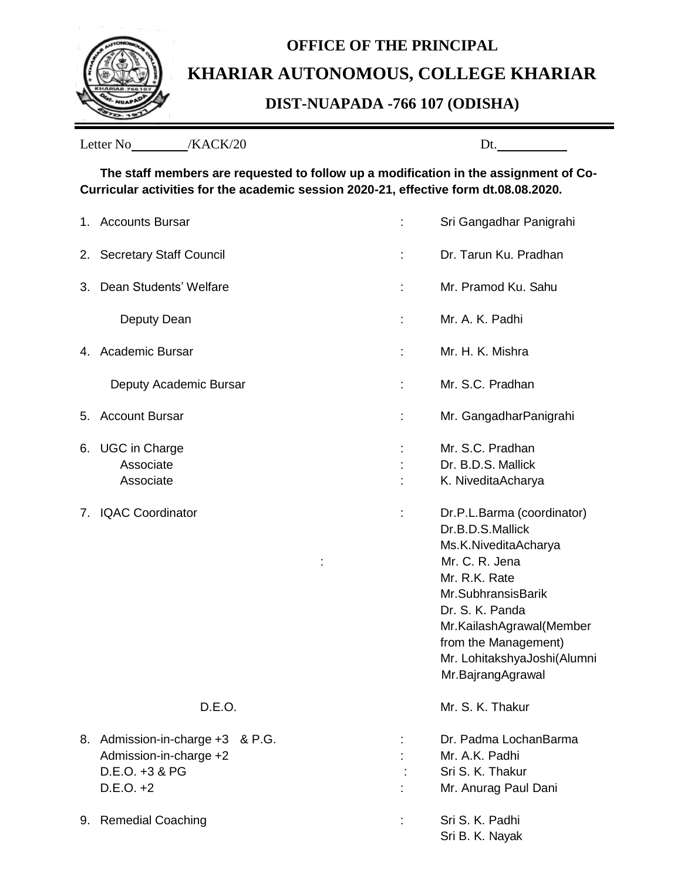# OFFICE OF THE PRINCIPAL

# KHARIAR AUTONOMOUS, COLLEGE KHARIAR

## DIST-NUAPADA -766 107 (ODISHA)

Letter No________/KACK/20 Dt.__________

**The staff members are requested to follow up a modification in the assignment of Co-Curricular activities for the academic session 2020-21, effective form dt.08.08.2020.**

| | | | |
|---|---|---|---|
| 1. | Accounts Bursar | : | Sri Gangadhar Panigrahi |
| 2. | Secretary Staff Council | : | Dr. Tarun Ku. Pradhan |
| 3. | Dean Students' Welfare | : | Mr. Pramod Ku. Sahu |
| | Deputy Dean | : | Mr. A. K. Padhi |
| 4. | Academic Bursar | : | Mr. H. K. Mishra |
| | Deputy Academic Bursar | : | Mr. S.C. Pradhan |
| 5. | Account Bursar | : | Mr. GangadharPanigrahi |
| 6. | UGC in Charge | : | Mr. S.C. Pradhan |
| | Associate | : | Dr. B.D.S. Mallick |
| | Associate | : | K. NiveditaAcharya |
| 7. | IQAC Coordinator | : | Dr.P.L.Barma (coordinator)<br>Dr.B.D.S.Mallick<br>Ms.K.NiveditaAcharya<br>Mr. C. R. Jena<br>Mr. R.K. Rate<br>Mr.SubhransisBarik<br>Dr. S. K. Panda<br>Mr.KailashAgrawal(Member from the Management)<br>Mr. LohitakshyaJoshi(Alumni<br>Mr.BajrangAgrawal |
| | D.E.O. | | Mr. S. K. Thakur |
| 8. | Admission-in-charge +3 & P.G. | : | Dr. Padma LochanBarma |
| | Admission-in-charge +2 | : | Mr. A.K. Padhi |
| | D.E.O. +3 & PG | : | Sri S. K. Thakur |
| | D.E.O. +2 | : | Mr. Anurag Paul Dani |
| 9. | Remedial Coaching | : | Sri S. K. Padhi<br>Sri B. K. Nayak |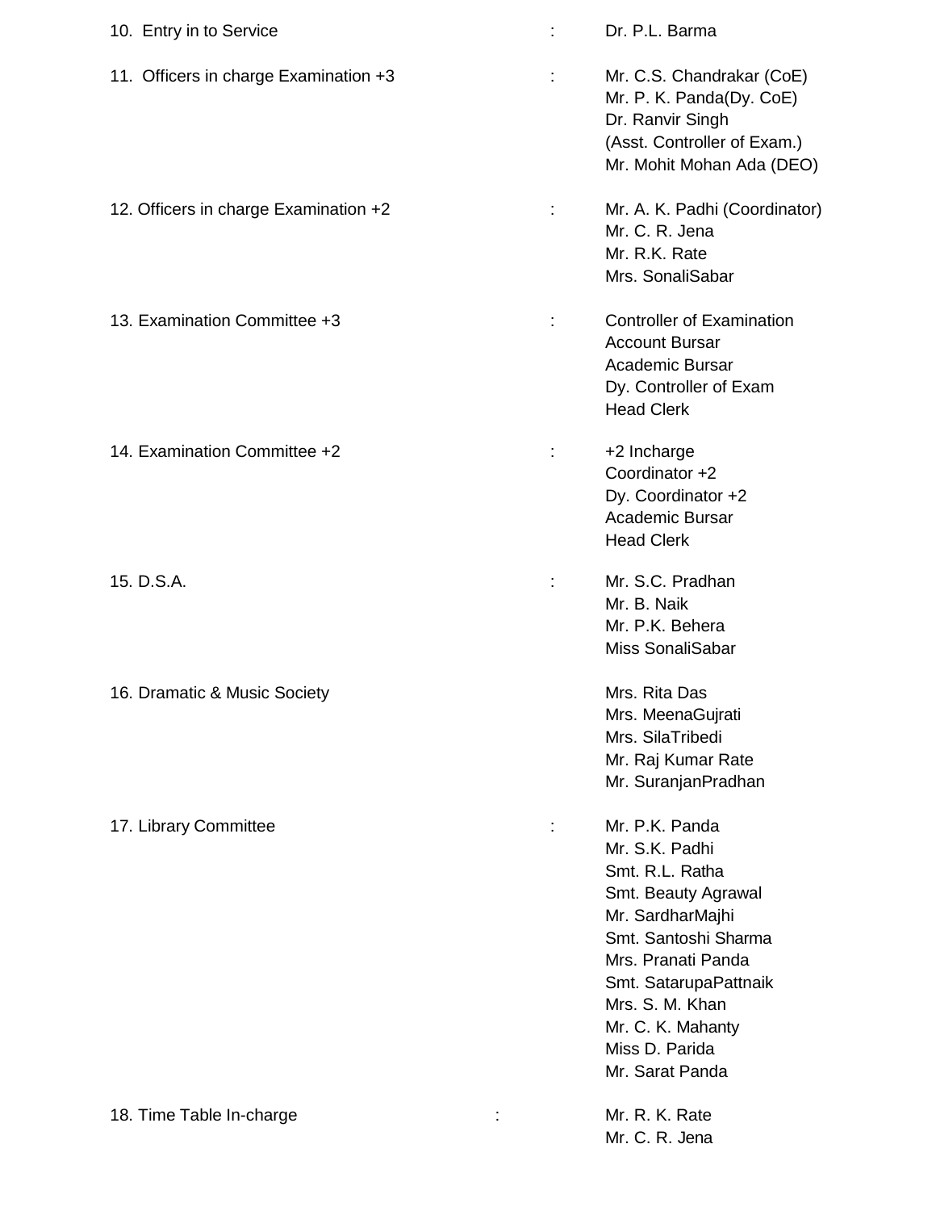10. Entry in to Service : Dr. P.L. Barma

11. Officers in charge Examination +3 :
    Mr. C.S. Chandrakar (CoE)
    Mr. P. K. Panda(Dy. CoE)
    Dr. Ranvir Singh
    (Asst. Controller of Exam.)
    Mr. Mohit Mohan Ada (DEO)

12. Officers in charge Examination +2 :
    Mr. A. K. Padhi (Coordinator)
    Mr. C. R. Jena
    Mr. R.K. Rate
    Mrs. SonaliSabar

13. Examination Committee +3 :
    Controller of Examination
    Account Bursar
    Academic Bursar
    Dy. Controller of Exam
    Head Clerk

14. Examination Committee +2 :
    +2 Incharge
    Coordinator +2
    Dy. Coordinator +2
    Academic Bursar
    Head Clerk

15. D.S.A. :
    Mr. S.C. Pradhan
    Mr. B. Naik
    Mr. P.K. Behera
    Miss SonaliSabar

16. Dramatic & Music Society
    Mrs. Rita Das
    Mrs. MeenaGujrati
    Mrs. SilaTribedi
    Mr. Raj Kumar Rate
    Mr. SuranjanPradhan

17. Library Committee :
    Mr. P.K. Panda
    Mr. S.K. Padhi
    Smt. R.L. Ratha
    Smt. Beauty Agrawal
    Mr. SardharMajhi
    Smt. Santoshi Sharma
    Mrs. Pranati Panda
    Smt. SatarupaPattnaik
    Mrs. S. M. Khan
    Mr. C. K. Mahanty
    Miss D. Parida
    Mr. Sarat Panda

18. Time Table In-charge :
    Mr. R. K. Rate
    Mr. C. R. Jena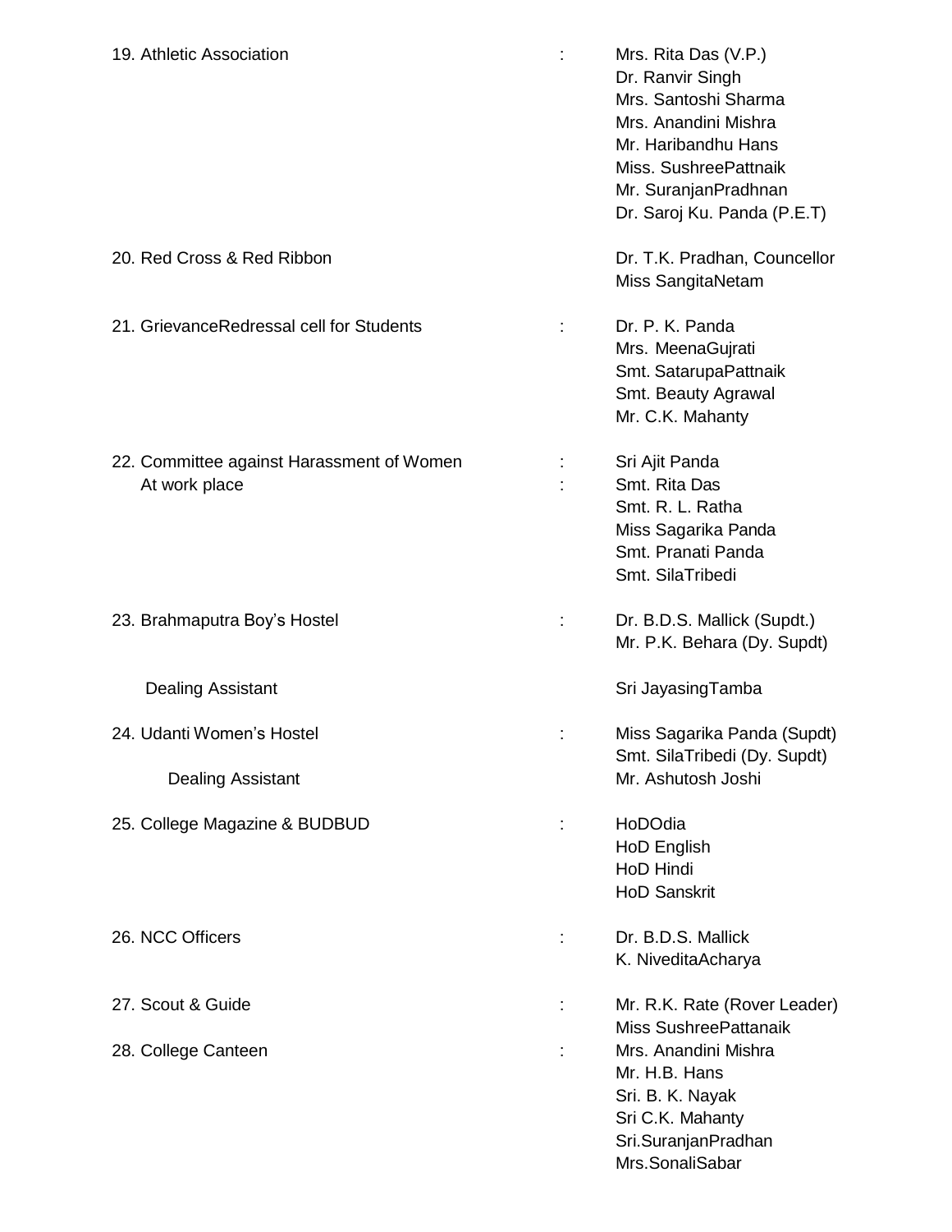| Committee | : | Members |
|---|---|---|
| 19. Athletic Association | : | Mrs. Rita Das (V.P.)<br>Dr. Ranvir Singh<br>Mrs. Santoshi Sharma<br>Mrs. Anandini Mishra<br>Mr. Haribandhu Hans<br>Miss. SushreePattnaik<br>Mr. SuranjanPradhnan<br>Dr. Saroj Ku. Panda (P.E.T) |
| 20. Red Cross & Red Ribbon | | Dr. T.K. Pradhan, Councellor<br>Miss SangitaNetam |
| 21. GrievanceRedressal cell for Students | : | Dr. P. K. Panda<br>Mrs. MeenaGujrati<br>Smt. SatarupaPattnaik<br>Smt. Beauty Agrawal<br>Mr. C.K. Mahanty |
| 22. Committee against Harassment of Women At work place | :<br>: | Sri Ajit Panda<br>Smt. Rita Das<br>Smt. R. L. Ratha<br>Miss Sagarika Panda<br>Smt. Pranati Panda<br>Smt. SilaTribedi |
| 23. Brahmaputra Boy's Hostel | : | Dr. B.D.S. Mallick (Supdt.)<br>Mr. P.K. Behara (Dy. Supdt) |
| Dealing Assistant | | Sri JayasingTamba |
| 24. Udanti Women's Hostel | : | Miss Sagarika Panda (Supdt)<br>Smt. SilaTribedi (Dy. Supdt) |
| Dealing Assistant | | Mr. Ashutosh Joshi |
| 25. College Magazine & BUDBUD | : | HoDOdia<br>HoD English<br>HoD Hindi<br>HoD Sanskrit |
| 26. NCC Officers | : | Dr. B.D.S. Mallick<br>K. NiveditaAcharya |
| 27. Scout & Guide | : | Mr. R.K. Rate (Rover Leader)<br>Miss SushreePattanaik |
| 28. College Canteen | : | Mrs. Anandini Mishra<br>Mr. H.B. Hans<br>Sri. B. K. Nayak<br>Sri C.K. Mahanty<br>Sri.SuranjanPradhan<br>Mrs.SonaliSabar |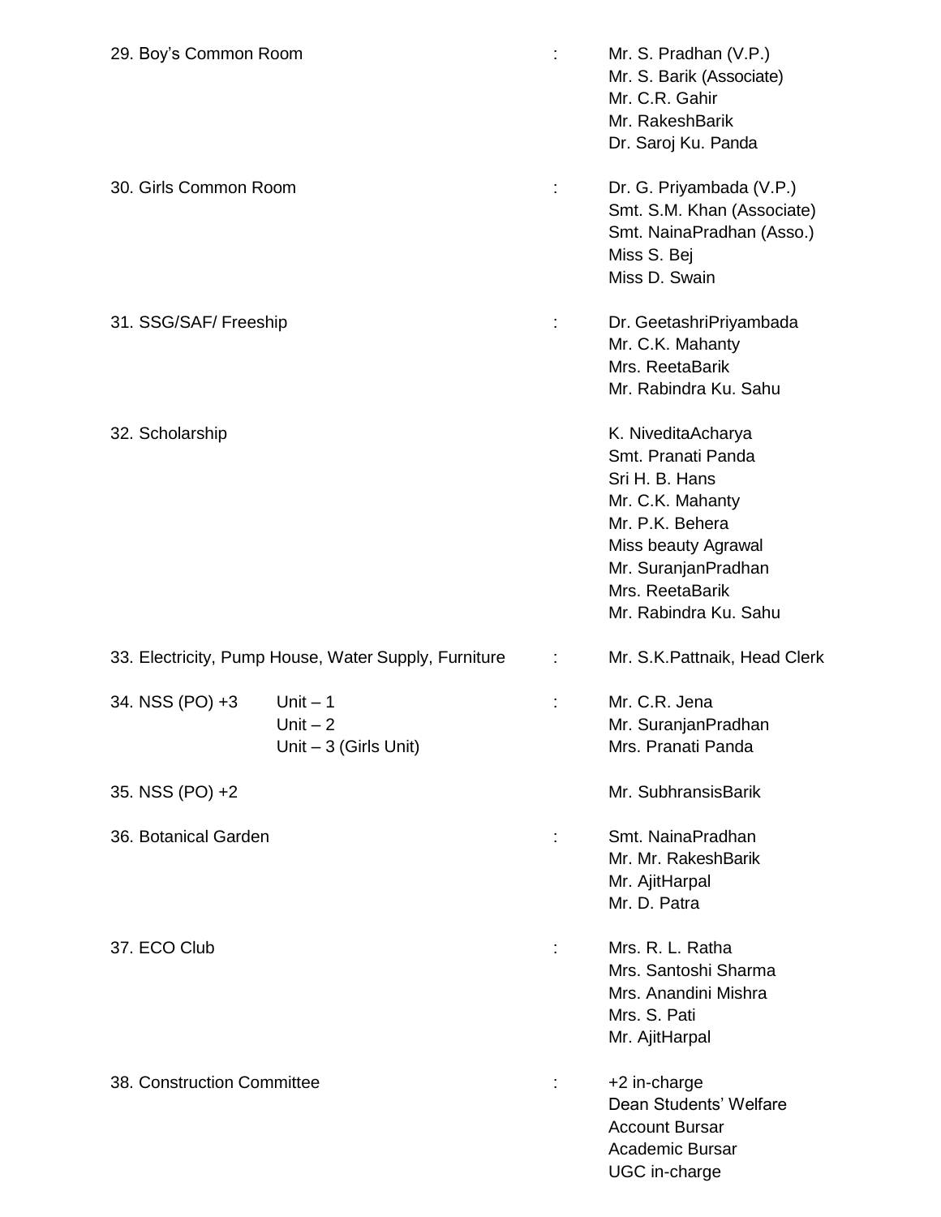| | | |
|---|---|---|
| 29. Boy's Common Room | : | Mr. S. Pradhan (V.P.)<br>Mr. S. Barik (Associate)<br>Mr. C.R. Gahir<br>Mr. RakeshBarik<br>Dr. Saroj Ku. Panda |
| 30. Girls Common Room | : | Dr. G. Priyambada (V.P.)<br>Smt. S.M. Khan (Associate)<br>Smt. NainaPradhan (Asso.)<br>Miss S. Bej<br>Miss D. Swain |
| 31. SSG/SAF/ Freeship | : | Dr. GeetashriPriyambada<br>Mr. C.K. Mahanty<br>Mrs. ReetaBarik<br>Mr. Rabindra Ku. Sahu |
| 32. Scholarship | | K. NiveditaAcharya<br>Smt. Pranati Panda<br>Sri H. B. Hans<br>Mr. C.K. Mahanty<br>Mr. P.K. Behera<br>Miss beauty Agrawal<br>Mr. SuranjanPradhan<br>Mrs. ReetaBarik<br>Mr. Rabindra Ku. Sahu |
| 33. Electricity, Pump House, Water Supply, Furniture | : | Mr. S.K.Pattnaik, Head Clerk |
| 34. NSS (PO) +3 Unit – 1<br>Unit – 2<br>Unit – 3 (Girls Unit) | : | Mr. C.R. Jena<br>Mr. SuranjanPradhan<br>Mrs. Pranati Panda |
| 35. NSS (PO) +2 | | Mr. SubhransisBarik |
| 36. Botanical Garden | : | Smt. NainaPradhan<br>Mr. Mr. RakeshBarik<br>Mr. AjitHarpal<br>Mr. D. Patra |
| 37. ECO Club | : | Mrs. R. L. Ratha<br>Mrs. Santoshi Sharma<br>Mrs. Anandini Mishra<br>Mrs. S. Pati<br>Mr. AjitHarpal |
| 38. Construction Committee | : | +2 in-charge<br>Dean Students' Welfare<br>Account Bursar<br>Academic Bursar<br>UGC in-charge |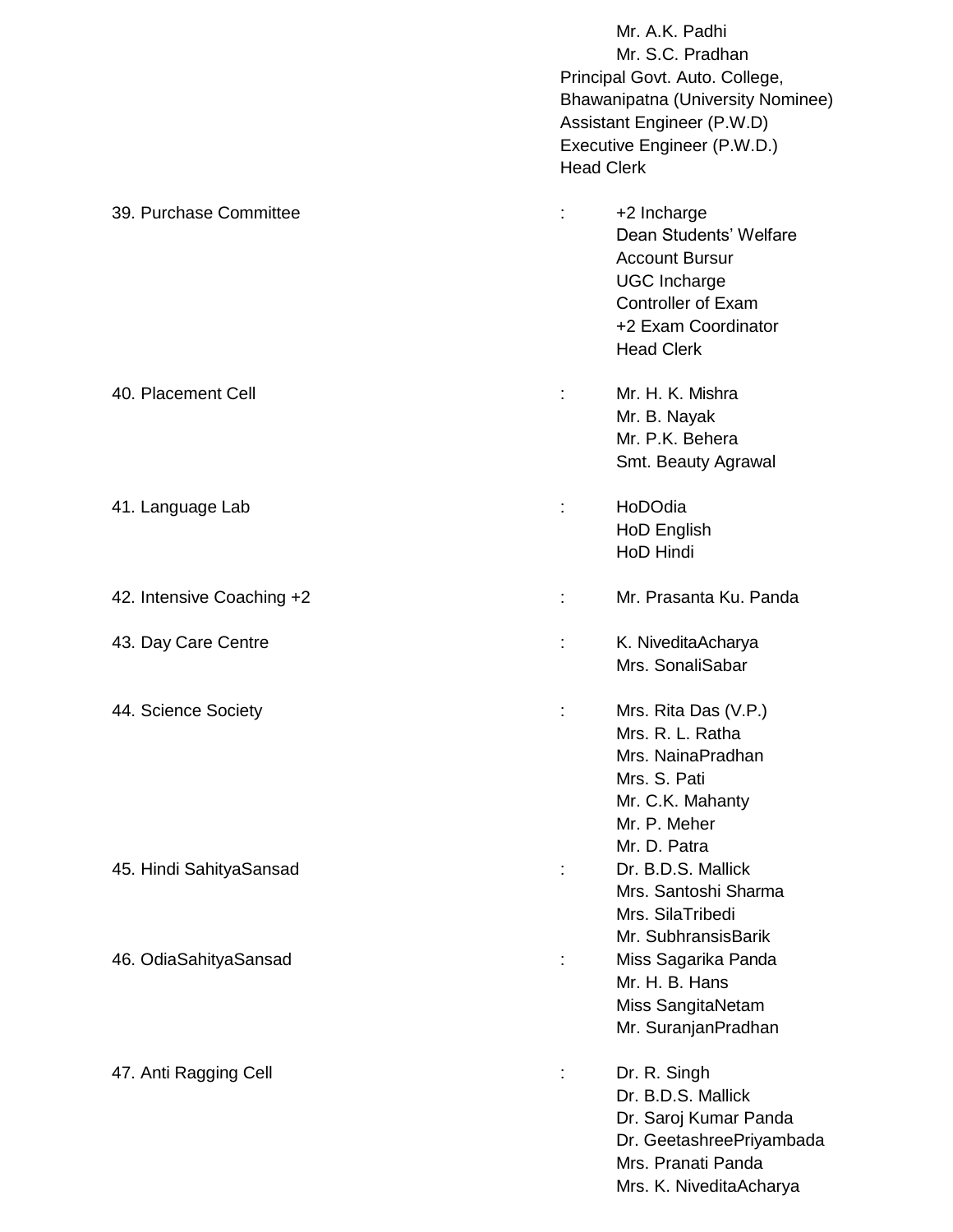Mr. A.K. Padhi
Mr. S.C. Pradhan
Principal Govt. Auto. College, Bhawanipatna (University Nominee)
Assistant Engineer (P.W.D)
Executive Engineer (P.W.D.)
Head Clerk

| | | |
|---|---|---|
| 39. Purchase Committee | : | +2 Incharge<br>Dean Students' Welfare<br>Account Bursur<br>UGC Incharge<br>Controller of Exam<br>+2 Exam Coordinator<br>Head Clerk |
| 40. Placement Cell | : | Mr. H. K. Mishra<br>Mr. B. Nayak<br>Mr. P.K. Behera<br>Smt. Beauty Agrawal |
| 41. Language Lab | : | HoDOdia<br>HoD English<br>HoD Hindi |
| 42. Intensive Coaching +2 | : | Mr. Prasanta Ku. Panda |
| 43. Day Care Centre | : | K. NiveditaAcharya<br>Mrs. SonaliSabar |
| 44. Science Society | : | Mrs. Rita Das (V.P.)<br>Mrs. R. L. Ratha<br>Mrs. NainaPradhan<br>Mrs. S. Pati<br>Mr. C.K. Mahanty<br>Mr. P. Meher<br>Mr. D. Patra |
| 45. Hindi SahityaSansad | : | Dr. B.D.S. Mallick<br>Mrs. Santoshi Sharma<br>Mrs. SilaTribedi<br>Mr. SubhransisBarik |
| 46. OdiaSahityaSansad | : | Miss Sagarika Panda<br>Mr. H. B. Hans<br>Miss SangitaNetam<br>Mr. SuranjanPradhan |
| 47. Anti Ragging Cell | : | Dr. R. Singh<br>Dr. B.D.S. Mallick<br>Dr. Saroj Kumar Panda<br>Dr. GeetashreePriyambada<br>Mrs. Pranati Panda<br>Mrs. K. NiveditaAcharya |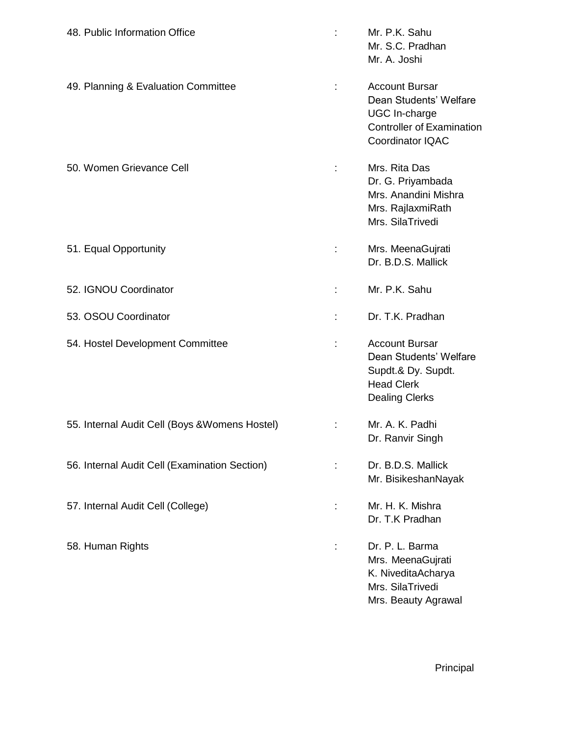| | | |
|---|---|---|
| 48. Public Information Office | : | Mr. P.K. Sahu<br>Mr. S.C. Pradhan<br>Mr. A. Joshi |
| 49. Planning & Evaluation Committee | : | Account Bursar<br>Dean Students' Welfare<br>UGC In-charge<br>Controller of Examination<br>Coordinator IQAC |
| 50. Women Grievance Cell | : | Mrs. Rita Das<br>Dr. G. Priyambada<br>Mrs. Anandini Mishra<br>Mrs. RajlaxmiRath<br>Mrs. SilaTrivedi |
| 51. Equal Opportunity | : | Mrs. MeenaGujrati<br>Dr. B.D.S. Mallick |
| 52. IGNOU Coordinator | : | Mr. P.K. Sahu |
| 53. OSOU Coordinator | : | Dr. T.K. Pradhan |
| 54. Hostel Development Committee | : | Account Bursar<br>Dean Students' Welfare<br>Supdt.& Dy. Supdt.<br>Head Clerk<br>Dealing Clerks |
| 55. Internal Audit Cell (Boys &Womens Hostel) | : | Mr. A. K. Padhi<br>Dr. Ranvir Singh |
| 56. Internal Audit Cell (Examination Section) | : | Dr. B.D.S. Mallick<br>Mr. BisikeshanNayak |
| 57. Internal Audit Cell (College) | : | Mr. H. K. Mishra<br>Dr. T.K Pradhan |
| 58. Human Rights | : | Dr. P. L. Barma<br>Mrs. MeenaGujrati<br>K. NiveditaAcharya<br>Mrs. SilaTrivedi<br>Mrs. Beauty Agrawal |

Principal